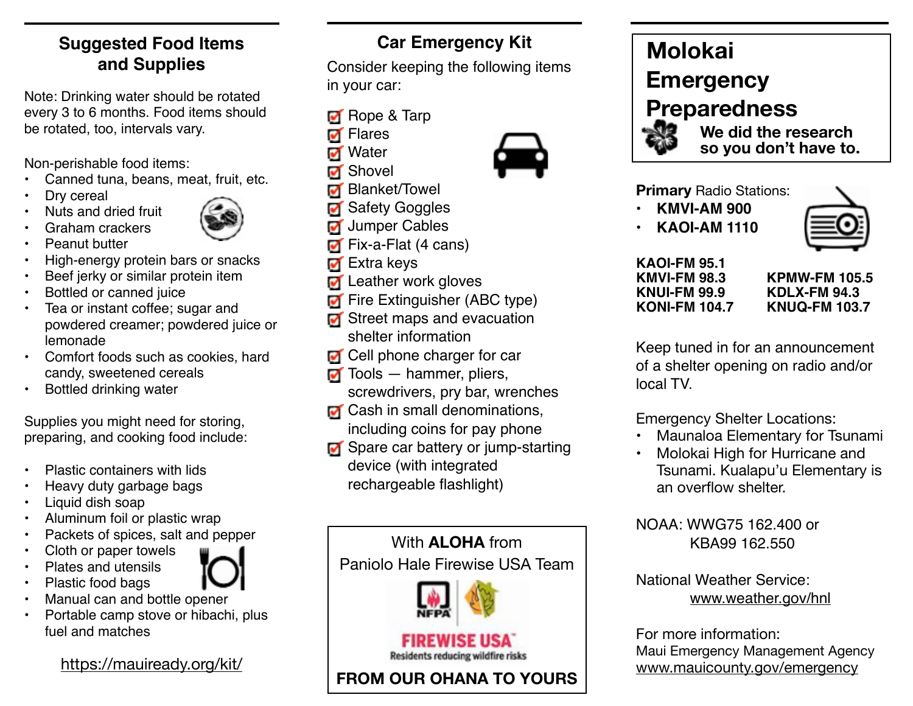## Suggested Food Items and Supplies

Note: Drinking water should be rotated every 3 to 6 months. Food items should be rotated, too, intervals vary.

Non-perishable food items:

- Canned tuna, beans, meat, fruit, etc.
- Dry cereal
- Nuts and dried fruit
- Graham crackers
- Peanut butter
- High-energy protein bars or snacks
- Beef jerky or similar protein item
- Bottled or canned juice
- Tea or instant coffee; sugar and powdered creamer; powdered juice or lemonade
- Comfort foods such as cookies, hard candy, sweetened cereals
- Bottled drinking water

Supplies you might need for storing, preparing, and cooking food include:

- Plastic containers with lids
- Heavy duty garbage bags
- Liquid dish soap
- Aluminum foil or plastic wrap
- Packets of spices, salt and pepper
- Cloth or paper towels
- Plates and utensils
- Plastic food bags
- Manual can and bottle opener
- Portable camp stove or hibachi, plus fuel and matches

https://mauiready.org/kit/

## Car Emergency Kit

Consider keeping the following items in your car:

- ☑ Rope & Tarp
- ☑ Flares
- ☑ Water
- ☑ Shovel
- ☑ Blanket/Towel
- ☑ Safety Goggles
- ☑ Jumper Cables
- ☑ Fix-a-Flat (4 cans)
- ☑ Extra keys
- ☑ Leather work gloves
- ☑ Fire Extinguisher (ABC type)
- ☑ Street maps and evacuation shelter information
- ☑ Cell phone charger for car
- ☑ Tools — hammer, pliers, screwdrivers, pry bar, wrenches
- ☑ Cash in small denominations, including coins for pay phone
- ☑ Spare car battery or jump-starting device (with integrated rechargeable flashlight)

With **ALOHA** from
Paniolo Hale Firewise USA Team

NFPA | FIREWISE USA
Residents reducing wildfire risks

**FROM OUR OHANA TO YOURS**

# Molokai Emergency Preparedness

**We did the research so you don't have to.**

**Primary** Radio Stations:

- **KMVI-AM 900**
- **KAOI-AM 1110**

**KAOI-FM 95.1**
**KMVI-FM 98.3**
**KNUI-FM 99.9**
**KONI-FM 104.7**
**KPMW-FM 105.5**
**KDLX-FM 94.3**
**KNUQ-FM 103.7**

Keep tuned in for an announcement of a shelter opening on radio and/or local TV.

Emergency Shelter Locations:

- Maunaloa Elementary for Tsunami
- Molokai High for Hurricane and Tsunami. Kualapu'u Elementary is an overflow shelter.

NOAA: WWG75 162.400 or
KBA99 162.550

National Weather Service:
www.weather.gov/hnl

For more information:
Maui Emergency Management Agency
www.mauicounty.gov/emergency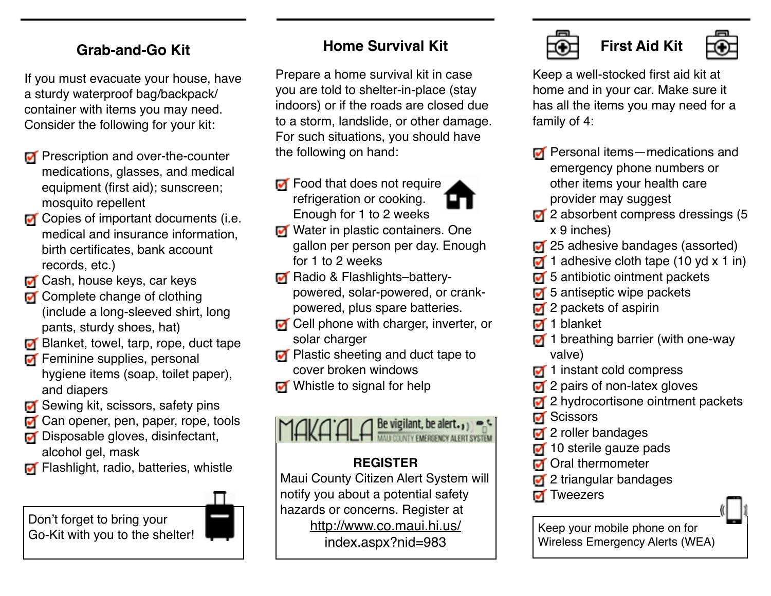## Grab-and-Go Kit

If you must evacuate your house, have a sturdy waterproof bag/backpack/ container with items you may need. Consider the following for your kit:

- Prescription and over-the-counter medications, glasses, and medical equipment (first aid); sunscreen; mosquito repellent
- Copies of important documents (i.e. medical and insurance information, birth certificates, bank account records, etc.)
- Cash, house keys, car keys
- Complete change of clothing (include a long-sleeved shirt, long pants, sturdy shoes, hat)
- Blanket, towel, tarp, rope, duct tape
- Feminine supplies, personal hygiene items (soap, toilet paper), and diapers
- Sewing kit, scissors, safety pins
- Can opener, pen, paper, rope, tools
- Disposable gloves, disinfectant, alcohol gel, mask
- Flashlight, radio, batteries, whistle

Don't forget to bring your Go-Kit with you to the shelter!

## Home Survival Kit

Prepare a home survival kit in case you are told to shelter-in-place (stay indoors) or if the roads are closed due to a storm, landslide, or other damage. For such situations, you should have the following on hand:

- Food that does not require refrigeration or cooking. Enough for 1 to 2 weeks
- Water in plastic containers. One gallon per person per day. Enough for 1 to 2 weeks
- Radio & Flashlights–battery-powered, solar-powered, or crank-powered, plus spare batteries.
- Cell phone with charger, inverter, or solar charger
- Plastic sheeting and duct tape to cover broken windows
- Whistle to signal for help

MAKA'ALA Be vigilant, be alert. MAUI COUNTY EMERGENCY ALERT SYSTEM

**REGISTER**

Maui County Citizen Alert System will notify you about a potential safety hazards or concerns. Register at http://www.co.maui.hi.us/index.aspx?nid=983

## First Aid Kit

Keep a well-stocked first aid kit at home and in your car. Make sure it has all the items you may need for a family of 4:

- Personal items—medications and emergency phone numbers or other items your health care provider may suggest
- 2 absorbent compress dressings (5 x 9 inches)
- 25 adhesive bandages (assorted)
- 1 adhesive cloth tape (10 yd x 1 in)
- 5 antibiotic ointment packets
- 5 antiseptic wipe packets
- 2 packets of aspirin
- 1 blanket
- 1 breathing barrier (with one-way valve)
- 1 instant cold compress
- 2 pairs of non-latex gloves
- 2 hydrocortisone ointment packets
- Scissors
- 2 roller bandages
- 10 sterile gauze pads
- Oral thermometer
- 2 triangular bandages
- Tweezers

Keep your mobile phone on for Wireless Emergency Alerts (WEA)